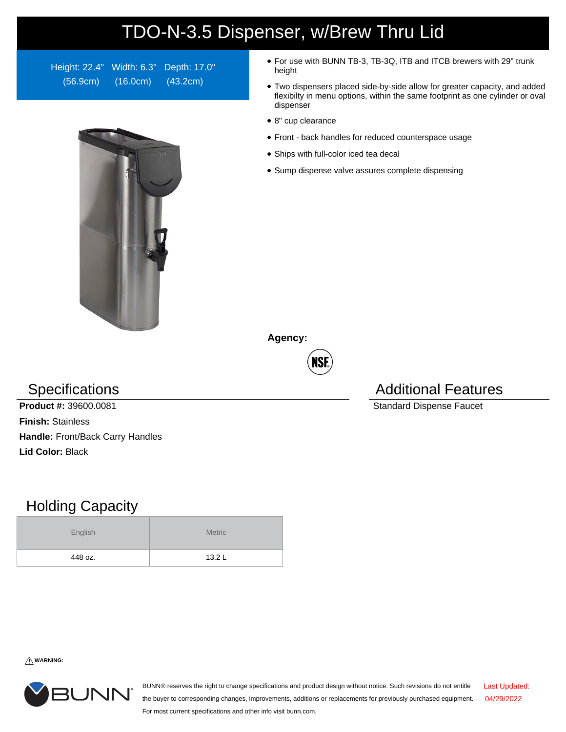# TDO-N-3.5 Dispenser, w/Brew Thru Lid

Height: 22.4" (56.9cm) Width: 6.3" (16.0cm) Depth: 17.0" (43.2cm)

- For use with BUNN TB-3, TB-3Q, ITB and ITCB brewers with 29" trunk height
- Two dispensers placed side-by-side allow for greater capacity, and added flexibilty in menu options, within the same footprint as one cylinder or oval dispenser
- 8" cup clearance
- Front - back handles for reduced counterspace usage
- Ships with full-color iced tea decal
- Sump dispense valve assures complete dispensing

**Agency:**

NSF

## Specifications

**Product #:** 39600.0081

**Finish:** Stainless

**Handle:** Front/Back Carry Handles

**Lid Color:** Black

## Additional Features

Standard Dispense Faucet

## Holding Capacity

| English | Metric |
| --- | --- |
| 448 oz. | 13.2 L |

⚠ **WARNING:**

BUNN® reserves the right to change specifications and product design without notice. Such revisions do not entitle the buyer to corresponding changes, improvements, additions or replacements for previously purchased equipment. For most current specifications and other info visit bunn.com.

Last Updated: 04/29/2022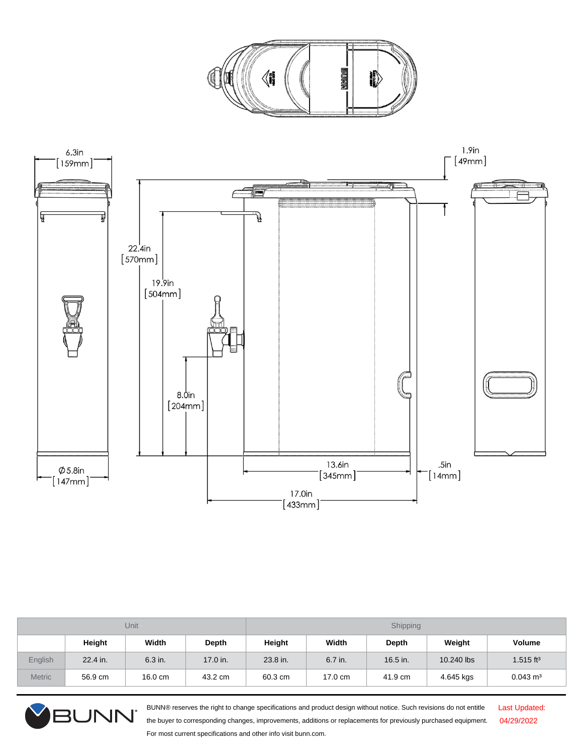6.3in [159mm]

1.9in [49mm]

22.4in [570mm]

19.9in [504mm]

8.0in [204mm]

Ø5.8in [147mm]

13.6in [345mm]

.5in [14mm]

17.0in [433mm]

| | Unit | | | Shipping | | | | |
|---|---|---|---|---|---|---|---|---|
| | Height | Width | Depth | Height | Width | Depth | Weight | Volume |
| English | 22.4 in. | 6.3 in. | 17.0 in. | 23.8 in. | 6.7 in. | 16.5 in. | 10.240 lbs | 1.515 ft³ |
| Metric | 56.9 cm | 16.0 cm | 43.2 cm | 60.3 cm | 17.0 cm | 41.9 cm | 4.645 kgs | 0.043 m³ |

BUNN® reserves the right to change specifications and product design without notice. Such revisions do not entitle the buyer to corresponding changes, improvements, additions or replacements for previously purchased equipment. For most current specifications and other info visit bunn.com.

Last Updated: 04/29/2022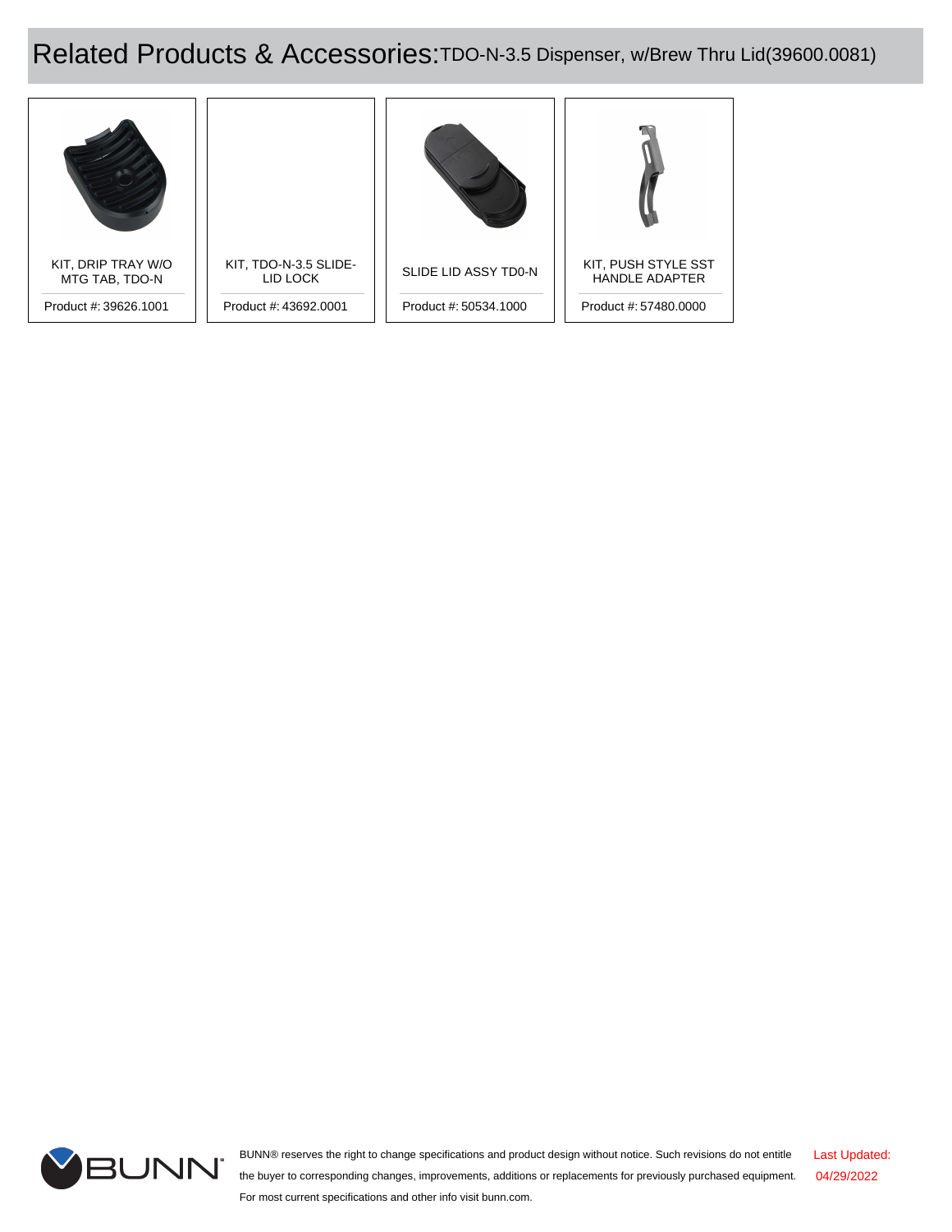# Related Products & Accessories: TDO-N-3.5 Dispenser, w/Brew Thru Lid(39600.0081)

| Product | Product # |
|---|---|
| KIT, DRIP TRAY W/O MTG TAB, TDO-N | 39626.1001 |
| KIT, TDO-N-3.5 SLIDE-LID LOCK | 43692.0001 |
| SLIDE LID ASSY TD0-N | 50534.1000 |
| KIT, PUSH STYLE SST HANDLE ADAPTER | 57480.0000 |

BUNN® reserves the right to change specifications and product design without notice. Such revisions do not entitle the buyer to corresponding changes, improvements, additions or replacements for previously purchased equipment. For most current specifications and other info visit bunn.com.

Last Updated: 04/29/2022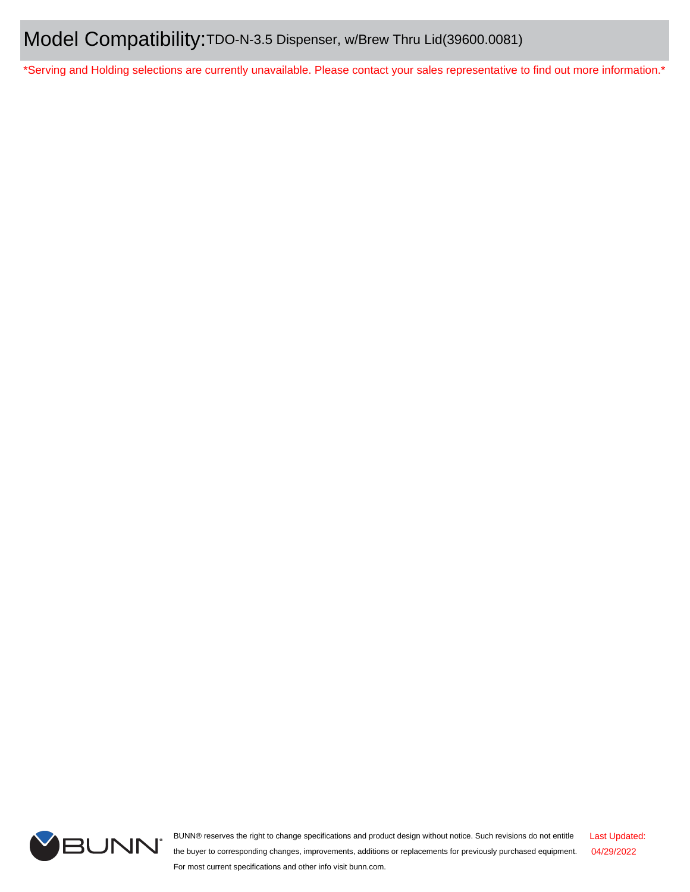# Model Compatibility: TDO-N-3.5 Dispenser, w/Brew Thru Lid(39600.0081)

*Serving and Holding selections are currently unavailable. Please contact your sales representative to find out more information.*

BUNN® reserves the right to change specifications and product design without notice. Such revisions do not entitle the buyer to corresponding changes, improvements, additions or replacements for previously purchased equipment. For most current specifications and other info visit bunn.com.

Last Updated: 04/29/2022